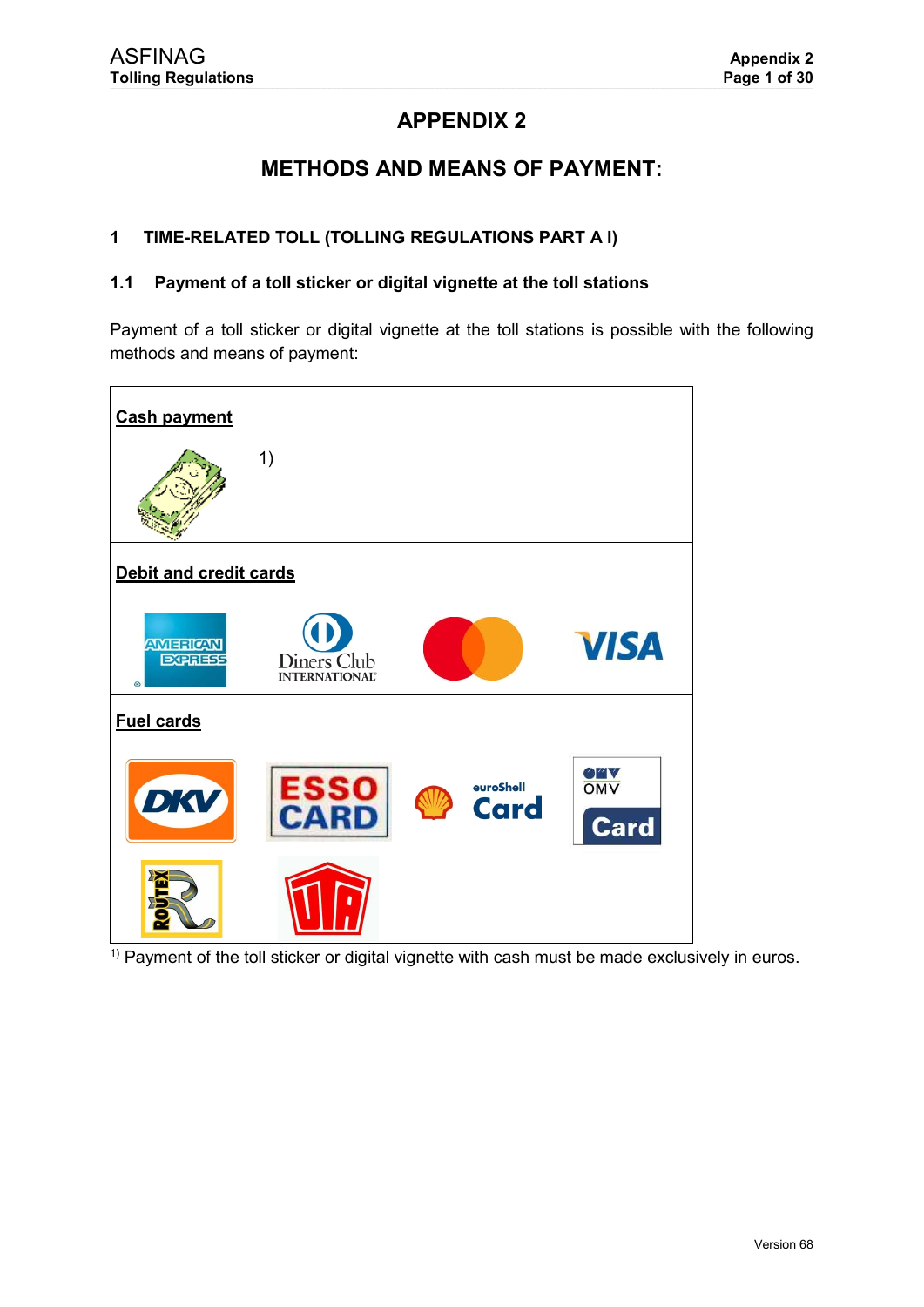# APPENDIX 2

## METHODS AND MEANS OF PAYMENT:

### 1 TIME-RELATED TOLL (TOLLING REGULATIONS PART A I)

#### 1.1 Payment of a toll sticker or digital vignette at the toll stations

Payment of a toll sticker or digital vignette at the toll stations is possible with the following methods and means of payment:

| **Cash payment** | | | |
|---|---|---|---|
| 1) | | | |
| **Debit and credit cards** | | | |
| American Express | Diners Club International | Mastercard | VISA |
| **Fuel cards** | | | |
| DKV | ESSO CARD | euroShell Card | OMV Card |
| ROUTEX | UTA | | |

[1)] Payment of the toll sticker or digital vignette with cash must be made exclusively in euros.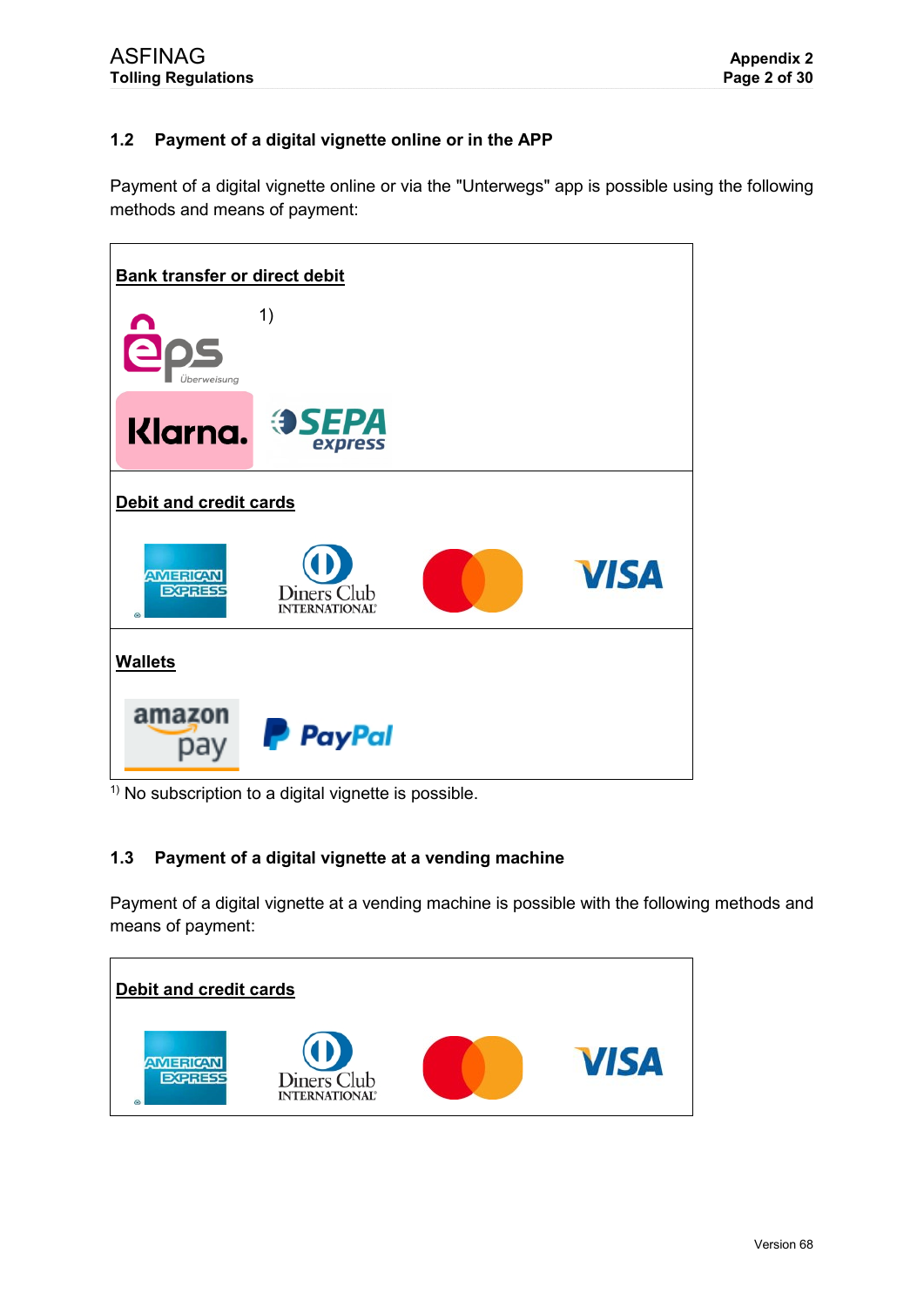### 1.2 Payment of a digital vignette online or in the APP

Payment of a digital vignette online or via the "Unterwegs" app is possible using the following methods and means of payment:

| **Bank transfer or direct debit** | | | |
|---|---|---|---|
| eps Überweisung [1] | | | |
| Klarna. | SEPA express | | |
| **Debit and credit cards** | | | |
| American Express | Diners Club International | Mastercard | VISA |
| **Wallets** | | | |
| amazon pay | PayPal | | |

[1] No subscription to a digital vignette is possible.

### 1.3 Payment of a digital vignette at a vending machine

Payment of a digital vignette at a vending machine is possible with the following methods and means of payment:

| **Debit and credit cards** | | | |
|---|---|---|---|
| American Express | Diners Club International | Mastercard | VISA |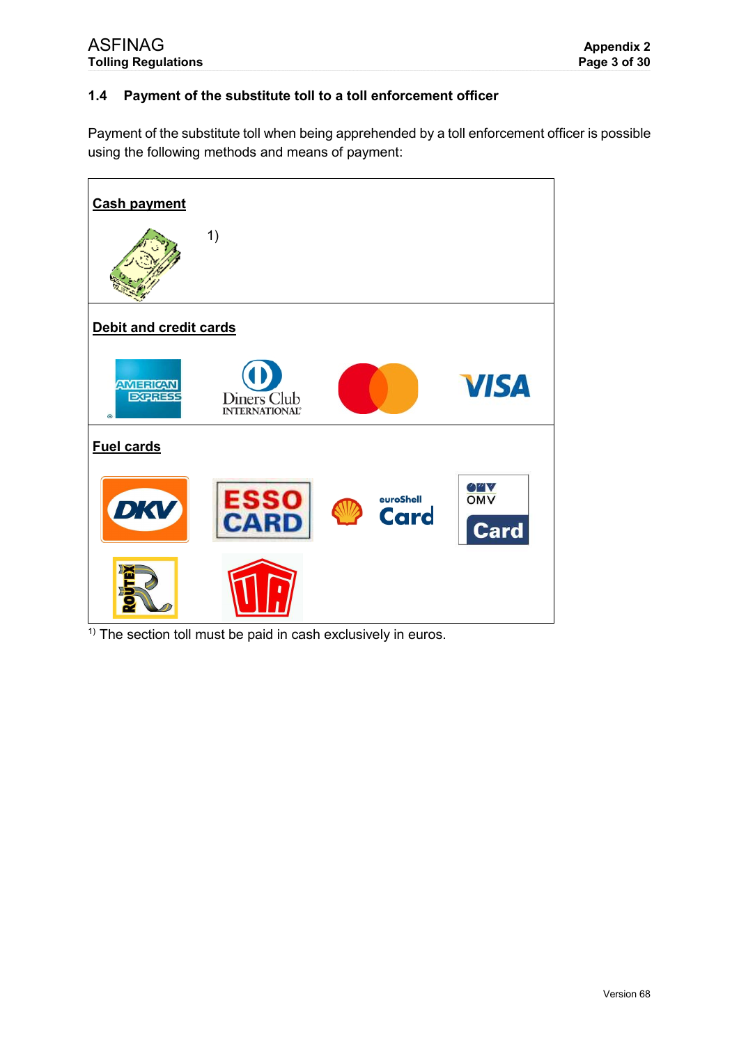## 1.4 Payment of the substitute toll to a toll enforcement officer

Payment of the substitute toll when being apprehended by a toll enforcement officer is possible using the following methods and means of payment:

**Cash payment**

1)

**Debit and credit cards**

AMERICAN EXPRESS | Diners Club INTERNATIONAL | VISA

**Fuel cards**

DKV | ESSO CARD | euroShell Card | OMV Card | ROUTEX | UTA

[1] The section toll must be paid in cash exclusively in euros.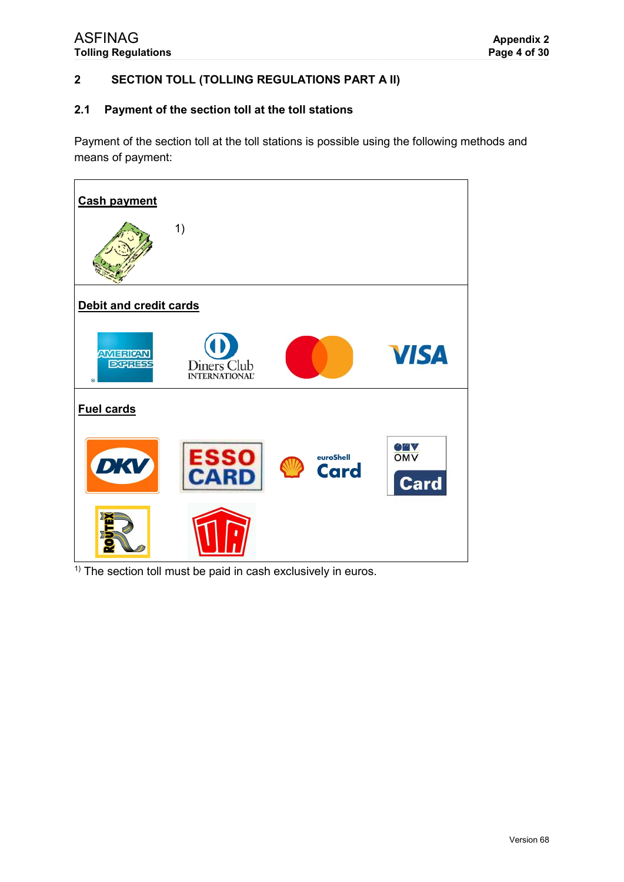## 2 SECTION TOLL (TOLLING REGULATIONS PART A II)

### 2.1 Payment of the section toll at the toll stations

Payment of the section toll at the toll stations is possible using the following methods and means of payment:

**Cash payment**

1)

**Debit and credit cards**

**Fuel cards**

[1)] The section toll must be paid in cash exclusively in euros.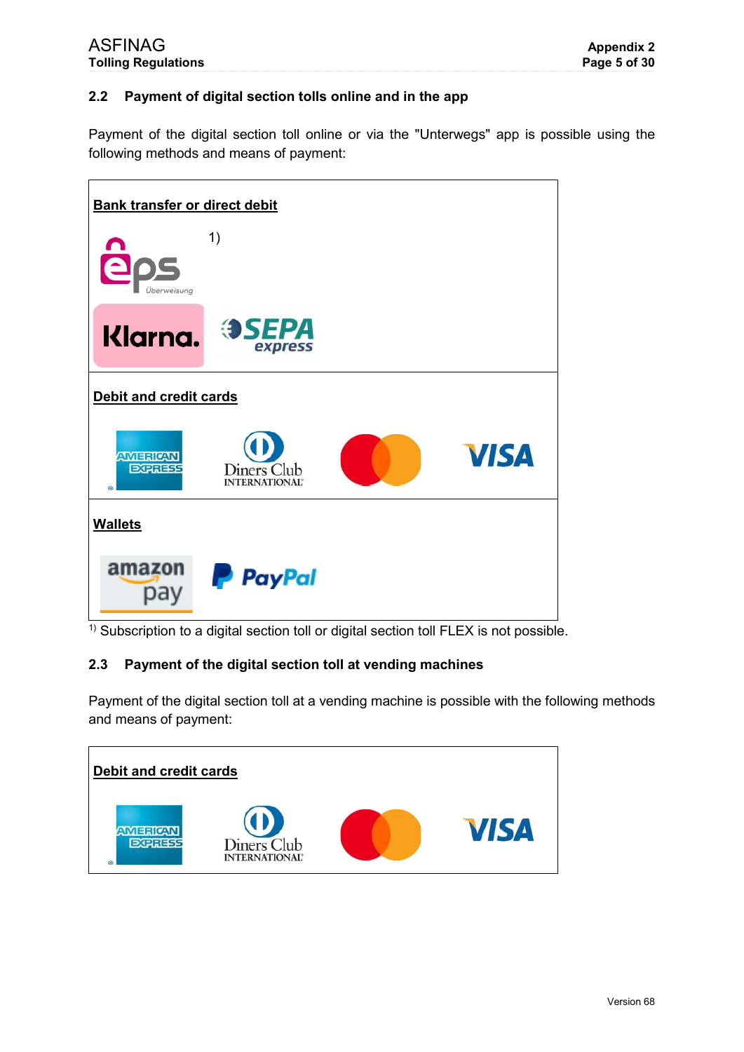## 2.2 Payment of digital section tolls online and in the app

Payment of the digital section toll online or via the "Unterwegs" app is possible using the following methods and means of payment:

**Bank transfer or direct debit**

eps Überweisung 1)

Klarna. SEPA express

**Debit and credit cards**

AMERICAN EXPRESS · Diners Club INTERNATIONAL · VISA

**Wallets**

amazon pay · PayPal

[1] Subscription to a digital section toll or digital section toll FLEX is not possible.

## 2.3 Payment of the digital section toll at vending machines

Payment of the digital section toll at a vending machine is possible with the following methods and means of payment:

**Debit and credit cards**

AMERICAN EXPRESS · Diners Club INTERNATIONAL · VISA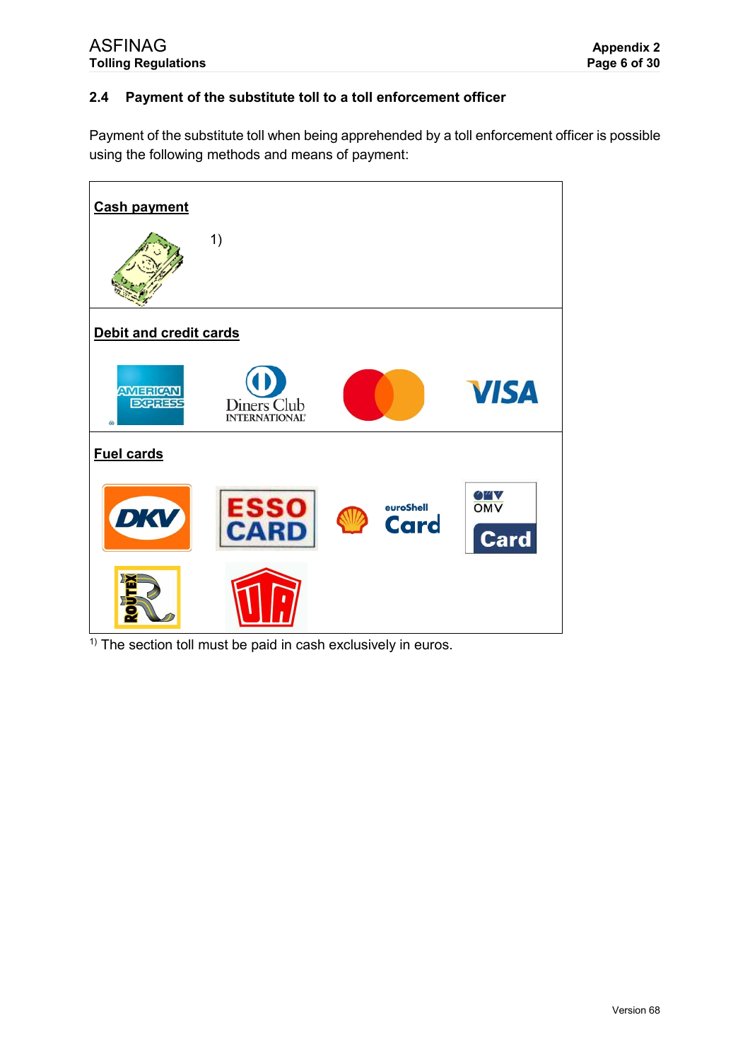## 2.4 Payment of the substitute toll to a toll enforcement officer

Payment of the substitute toll when being apprehended by a toll enforcement officer is possible using the following methods and means of payment:

**Cash payment**

1)

**Debit and credit cards**

AMERICAN EXPRESS | Diners Club INTERNATIONAL | VISA

**Fuel cards**

DKV | ESSO CARD | euroShell Card | OMV Card | ROUTEX | UTA

[1] The section toll must be paid in cash exclusively in euros.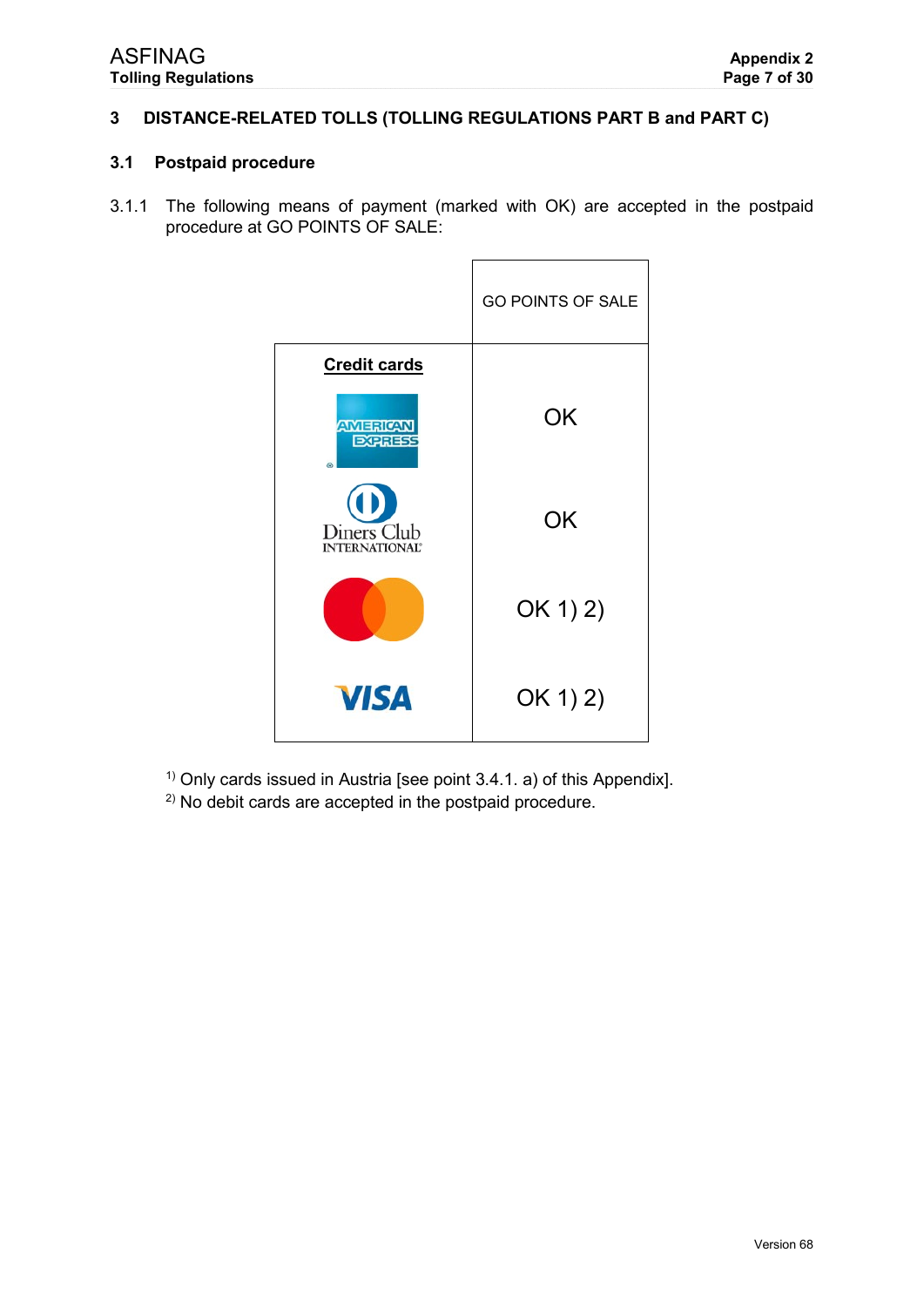## 3 DISTANCE-RELATED TOLLS (TOLLING REGULATIONS PART B and PART C)

### 3.1 Postpaid procedure

3.1.1 The following means of payment (marked with OK) are accepted in the postpaid procedure at GO POINTS OF SALE:

| Credit cards | GO POINTS OF SALE |
|---|---|
| American Express | OK |
| Diners Club International | OK |
| Mastercard | OK 1) 2) |
| VISA | OK 1) 2) |

1) Only cards issued in Austria [see point 3.4.1. a) of this Appendix].
2) No debit cards are accepted in the postpaid procedure.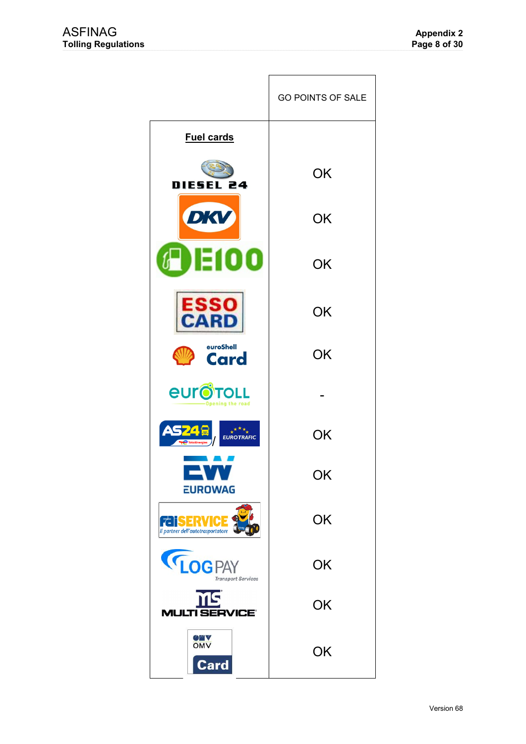| Fuel cards | GO POINTS OF SALE |
|---|---|
| DIESEL 24 | OK |
| DKV | OK |
| E100 | OK |
| ESSO CARD | OK |
| euroShell Card | OK |
| eurotoll | - |
| AS24 / EUROTRAFIC | OK |
| EUROWAG | OK |
| faiSERVICE | OK |
| LOGPAY | OK |
| MULTI SERVICE | OK |
| OMV Card | OK |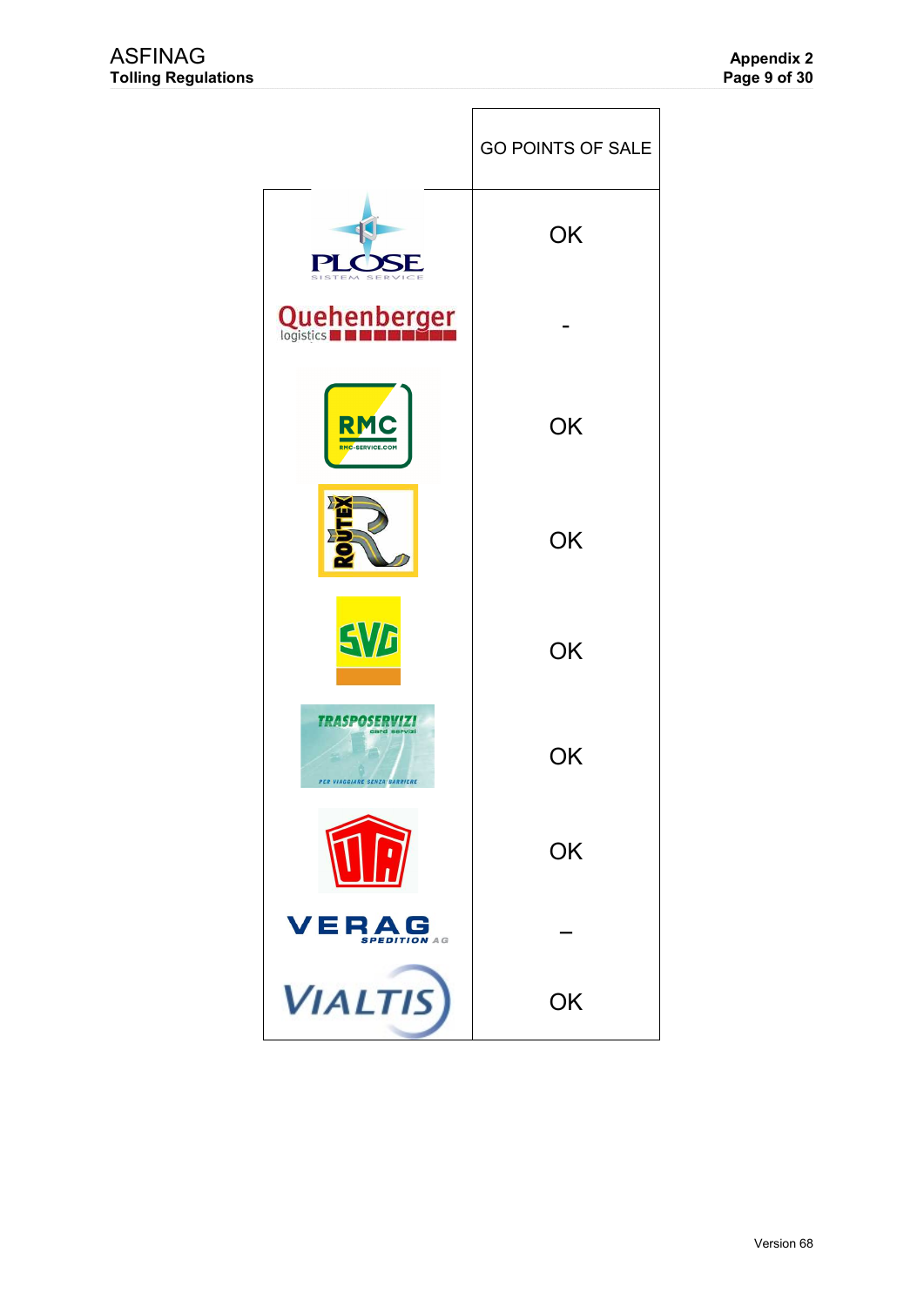| | GO POINTS OF SALE |
|---|---|
| PLOSE SISTEM SERVICE | OK |
| Quehenberger logistics | - |
| RMC RMC-SERVICE.COM | OK |
| ROUTEX | OK |
| SVG | OK |
| TRASPOSERVIZI card servizi PER VIAGGIARE SENZA BARRIERE | OK |
| UTA | OK |
| VERAG SPEDITION AG | – |
| VIALTIS | OK |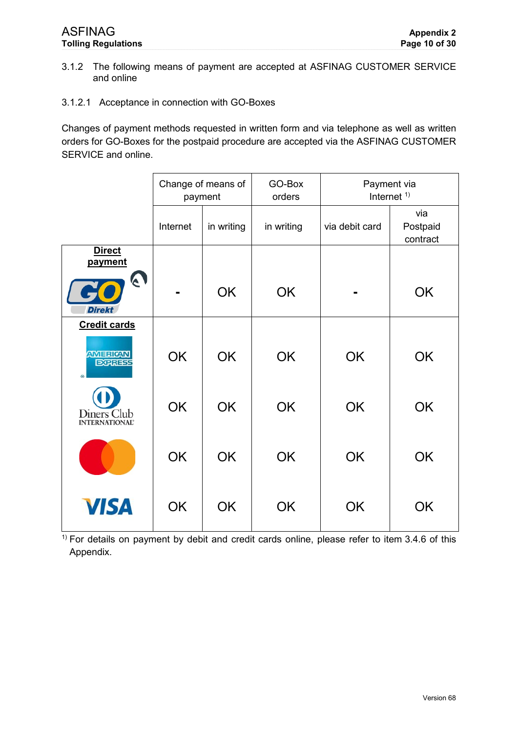3.1.2 The following means of payment are accepted at ASFINAG CUSTOMER SERVICE and online

3.1.2.1 Acceptance in connection with GO-Boxes

Changes of payment methods requested in written form and via telephone as well as written orders for GO-Boxes for the postpaid procedure are accepted via the ASFINAG CUSTOMER SERVICE and online.

| | Change of means of payment | | GO-Box orders | Payment via Internet [1] | |
|---|---|---|---|---|---|
| | Internet | in writing | in writing | via debit card | via Postpaid contract |
| **Direct payment** GO Direkt | - | OK | OK | - | OK |
| **Credit cards** American Express | OK | OK | OK | OK | OK |
| Diners Club International | OK | OK | OK | OK | OK |
| Mastercard | OK | OK | OK | OK | OK |
| VISA | OK | OK | OK | OK | OK |

[1] For details on payment by debit and credit cards online, please refer to item 3.4.6 of this Appendix.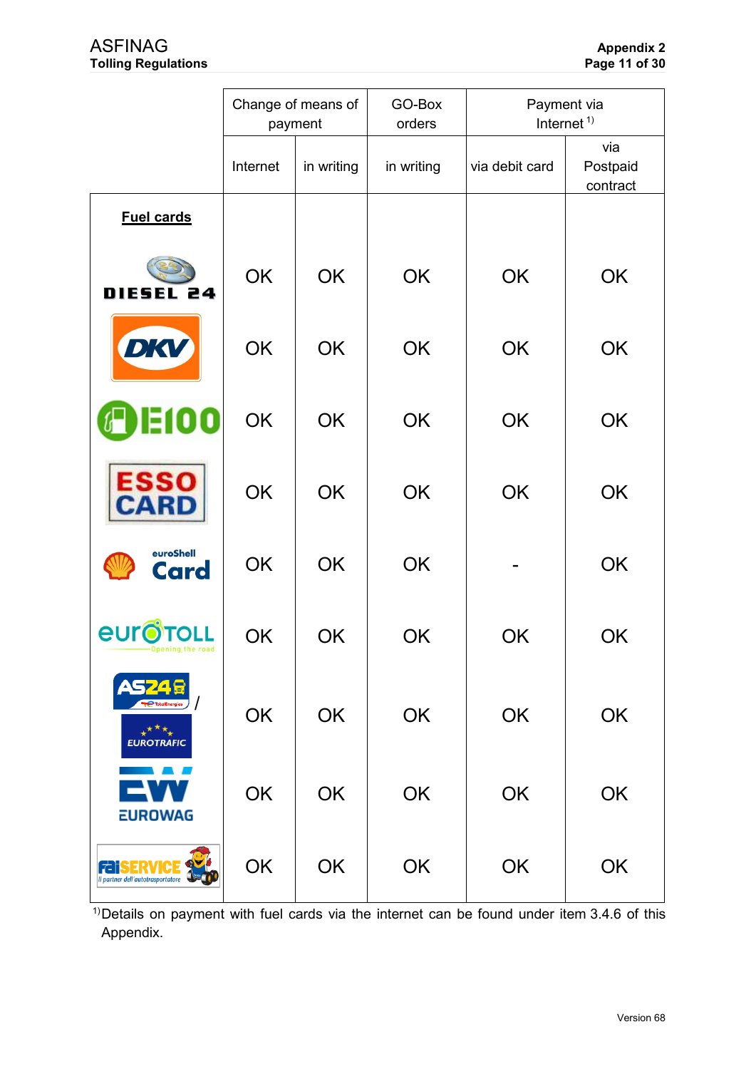| | Change of means of payment | | GO-Box orders | Payment via Internet [1)] | |
|---|---|---|---|---|---|
| | Internet | in writing | in writing | via debit card | via Postpaid contract |
| **Fuel cards** | | | | | |
| DIESEL 24 | OK | OK | OK | OK | OK |
| DKV | OK | OK | OK | OK | OK |
| E100 | OK | OK | OK | OK | OK |
| ESSO CARD | OK | OK | OK | OK | OK |
| euroShell Card | OK | OK | OK | - | OK |
| eurotoll | OK | OK | OK | OK | OK |
| AS24 / EUROTRAFIC | OK | OK | OK | OK | OK |
| EUROWAG | OK | OK | OK | OK | OK |
| faiSERVICE | OK | OK | OK | OK | OK |

[1)] Details on payment with fuel cards via the internet can be found under item 3.4.6 of this Appendix.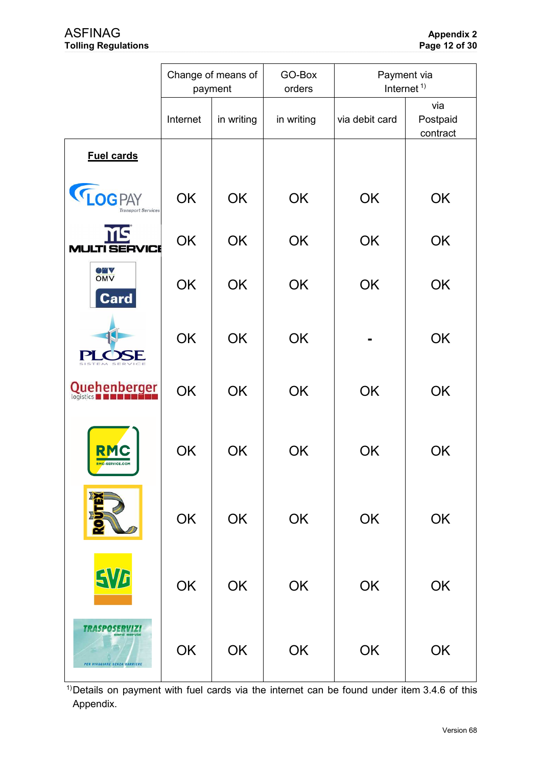| | Change of means of payment | | GO-Box orders | Payment via Internet [1] | |
|---|---|---|---|---|---|
| | Internet | in writing | in writing | via debit card | via Postpaid contract |
| **Fuel cards** | | | | | |
| LOGPAY Transport Services | OK | OK | OK | OK | OK |
| MULTI SERVICE | OK | OK | OK | OK | OK |
| OMV Card | OK | OK | OK | OK | OK |
| PLOSE SISTEM SERVICE | OK | OK | OK | - | OK |
| Quehenberger logistics | OK | OK | OK | OK | OK |
| RMC RMC-SERVICE.COM | OK | OK | OK | OK | OK |
| ROUTEX | OK | OK | OK | OK | OK |
| SVG | OK | OK | OK | OK | OK |
| TRASPOSERVIZI card servizi | OK | OK | OK | OK | OK |

[1] Details on payment with fuel cards via the internet can be found under item 3.4.6 of this Appendix.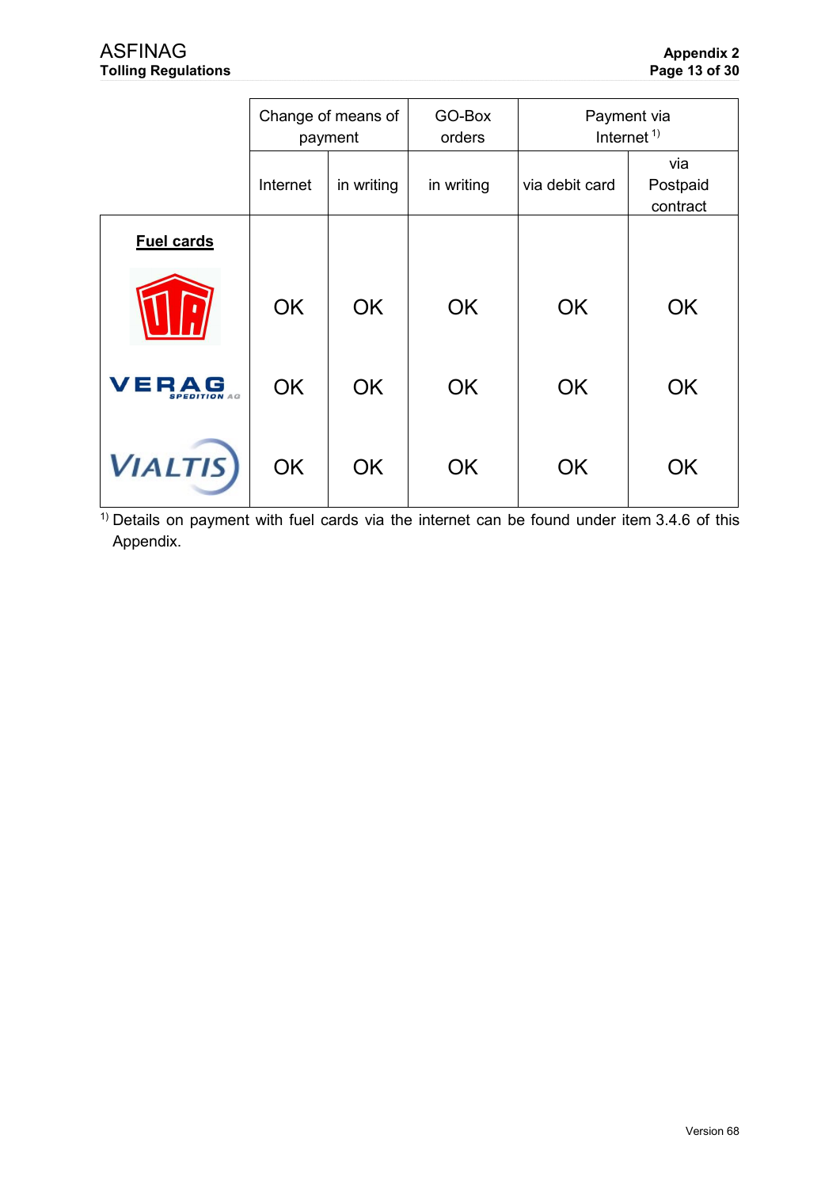| | Change of means of payment | | GO-Box orders | Payment via Internet [1] | |
|---|---|---|---|---|---|
| | Internet | in writing | in writing | via debit card | via Postpaid contract |
| **Fuel cards** | | | | | |
| UTA | OK | OK | OK | OK | OK |
| VERAG SPEDITION AG | OK | OK | OK | OK | OK |
| VIALTIS | OK | OK | OK | OK | OK |

[1] Details on payment with fuel cards via the internet can be found under item 3.4.6 of this Appendix.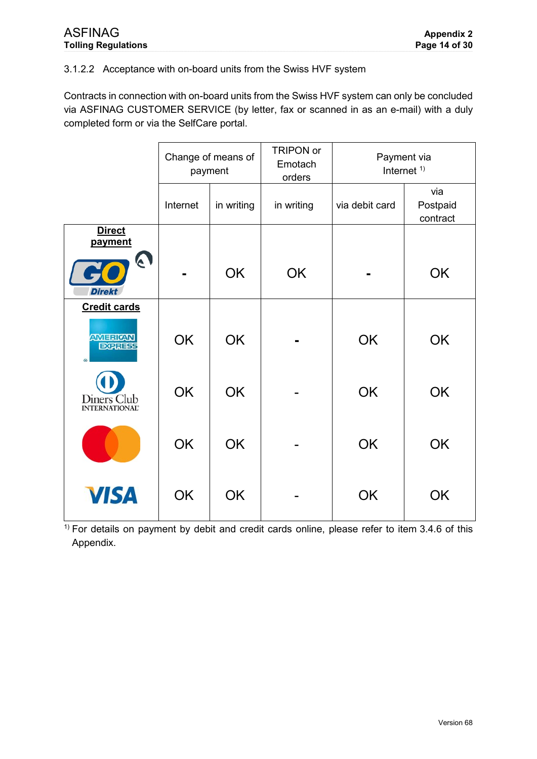#### 3.1.2.2 Acceptance with on-board units from the Swiss HVF system

Contracts in connection with on-board units from the Swiss HVF system can only be concluded via ASFINAG CUSTOMER SERVICE (by letter, fax or scanned in as an e-mail) with a duly completed form or via the SelfCare portal.

| | Change of means of payment | | TRIPON or Emotach orders | Payment via Internet [1] | |
|---|---|---|---|---|---|
| | Internet | in writing | in writing | via debit card | via Postpaid contract |
| **Direct payment** (GO Direkt) | - | OK | OK | - | OK |
| **Credit cards** American Express | OK | OK | - | OK | OK |
| Diners Club International | OK | OK | - | OK | OK |
| Mastercard | OK | OK | - | OK | OK |
| VISA | OK | OK | - | OK | OK |

[1] For details on payment by debit and credit cards online, please refer to item 3.4.6 of this Appendix.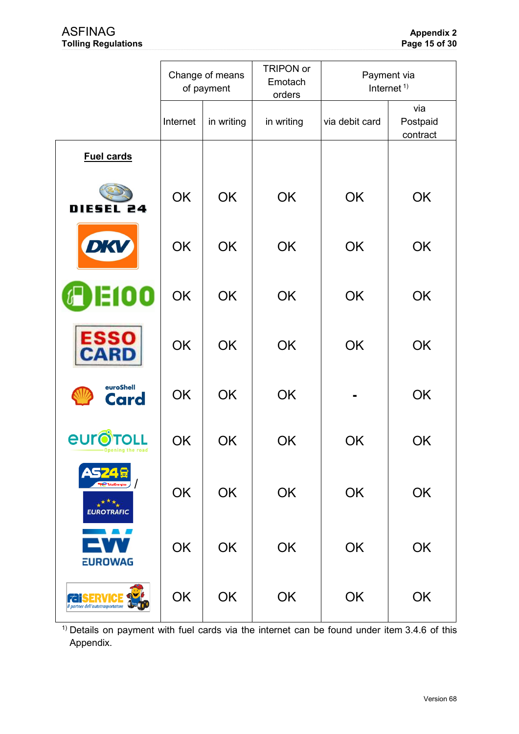| | Change of means of payment | | TRIPON or Emotach orders | Payment via Internet [1] | |
|---|---|---|---|---|---|
| | Internet | in writing | in writing | via debit card | via Postpaid contract |
| **Fuel cards** | | | | | |
| DIESEL 24 | OK | OK | OK | OK | OK |
| DKV | OK | OK | OK | OK | OK |
| E100 | OK | OK | OK | OK | OK |
| ESSO CARD | OK | OK | OK | OK | OK |
| euroShell Card | OK | OK | OK | - | OK |
| eurOTOLL | OK | OK | OK | OK | OK |
| AS24 / EUROTRAFIC | OK | OK | OK | OK | OK |
| EUROWAG | OK | OK | OK | OK | OK |
| FAI SERVICE | OK | OK | OK | OK | OK |

[1] Details on payment with fuel cards via the internet can be found under item 3.4.6 of this Appendix.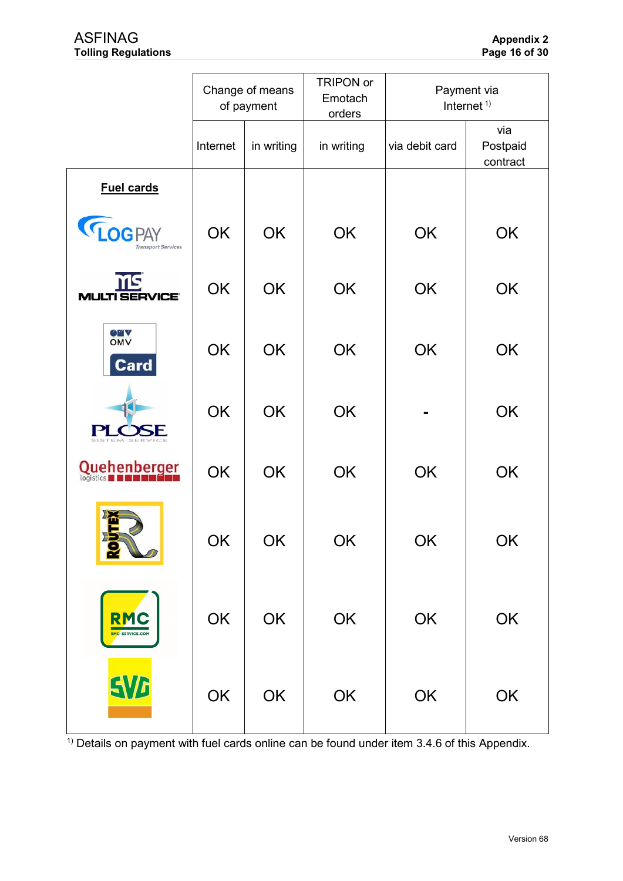| | Change of means of payment | | TRIPON or Emotach orders | Payment via Internet [1)] | |
|---|---|---|---|---|---|
| | Internet | in writing | in writing | via debit card | via Postpaid contract |
| **Fuel cards** | | | | | |
| LOGPAY Transport Services | OK | OK | OK | OK | OK |
| MULTI SERVICE | OK | OK | OK | OK | OK |
| OMV Card | OK | OK | OK | OK | OK |
| PLOSE SISTEM SERVICE | OK | OK | OK | - | OK |
| Quehenberger logistics | OK | OK | OK | OK | OK |
| ROUTEX | OK | OK | OK | OK | OK |
| RMC RMC-SERVICE.COM | OK | OK | OK | OK | OK |
| SVG | OK | OK | OK | OK | OK |

[1)] Details on payment with fuel cards online can be found under item 3.4.6 of this Appendix.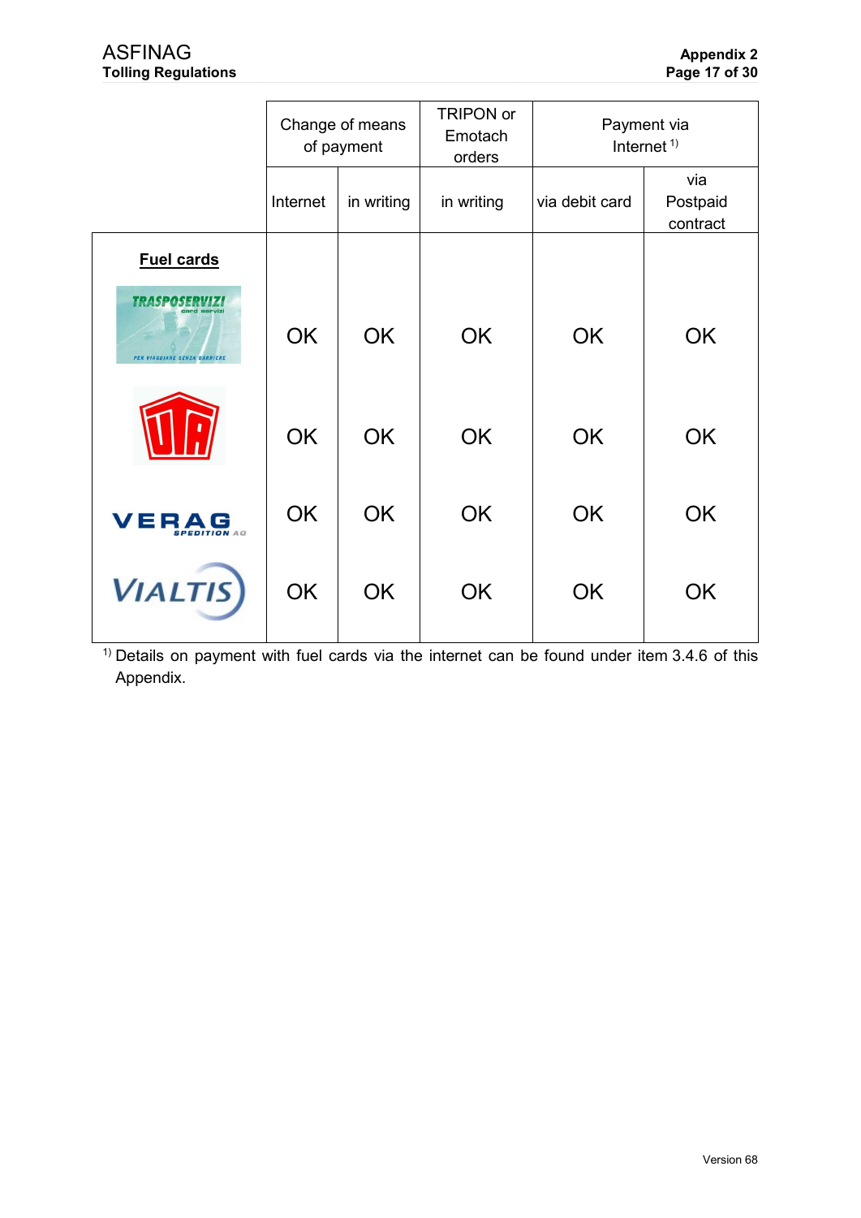| | Change of means of payment | | TRIPON or Emotach orders | Payment via Internet [1] | |
|---|---|---|---|---|---|
| | Internet | in writing | in writing | via debit card | via Postpaid contract |
| **Fuel cards** | | | | | |
| TRASPOSERVIZI | OK | OK | OK | OK | OK |
| UTA | OK | OK | OK | OK | OK |
| VERAG | OK | OK | OK | OK | OK |
| VIALTIS | OK | OK | OK | OK | OK |

[1] Details on payment with fuel cards via the internet can be found under item 3.4.6 of this Appendix.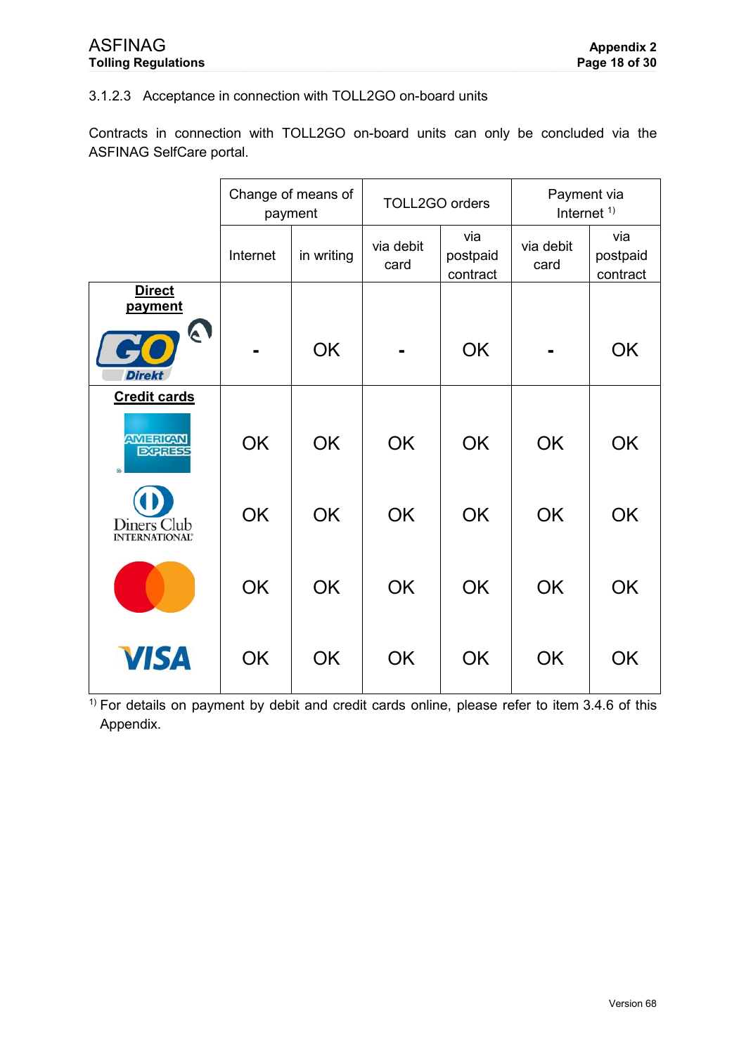#### 3.1.2.3 Acceptance in connection with TOLL2GO on-board units

Contracts in connection with TOLL2GO on-board units can only be concluded via the ASFINAG SelfCare portal.

| | Change of means of payment | | TOLL2GO orders | | Payment via Internet [1] | |
|---|---|---|---|---|---|---|
| | Internet | in writing | via debit card | via postpaid contract | via debit card | via postpaid contract |
| **Direct payment** (GO Direkt) | - | OK | - | OK | - | OK |
| **Credit cards** American Express | OK | OK | OK | OK | OK | OK |
| Diners Club International | OK | OK | OK | OK | OK | OK |
| Mastercard | OK | OK | OK | OK | OK | OK |
| VISA | OK | OK | OK | OK | OK | OK |

[1] For details on payment by debit and credit cards online, please refer to item 3.4.6 of this Appendix.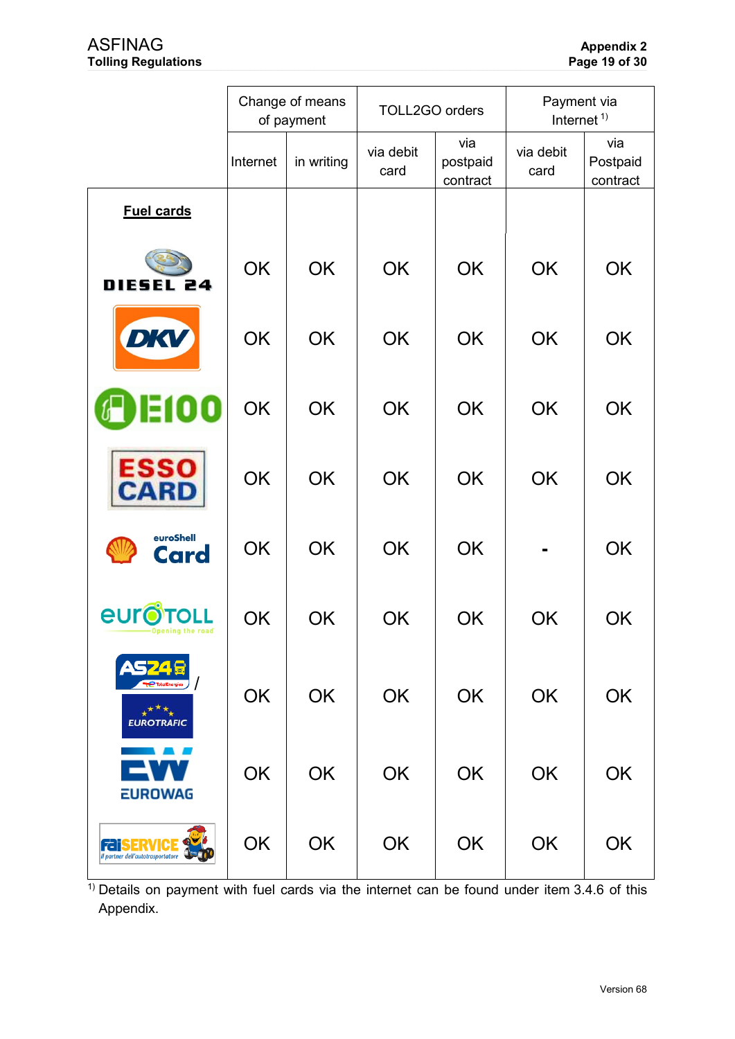| | Change of means of payment | | TOLL2GO orders | | Payment via Internet [1] | |
|---|---|---|---|---|---|---|
| | Internet | in writing | via debit card | via postpaid contract | via debit card | via Postpaid contract |
| **Fuel cards** | | | | | | |
| DIESEL 24 | OK | OK | OK | OK | OK | OK |
| DKV | OK | OK | OK | OK | OK | OK |
| E100 | OK | OK | OK | OK | OK | OK |
| ESSO CARD | OK | OK | OK | OK | OK | OK |
| euroShell Card | OK | OK | OK | OK | - | OK |
| eurotoll | OK | OK | OK | OK | OK | OK |
| AS24 / EUROTRAFIC | OK | OK | OK | OK | OK | OK |
| EUROWAG | OK | OK | OK | OK | OK | OK |
| FaiSERVICE | OK | OK | OK | OK | OK | OK |

[1] Details on payment with fuel cards via the internet can be found under item 3.4.6 of this Appendix.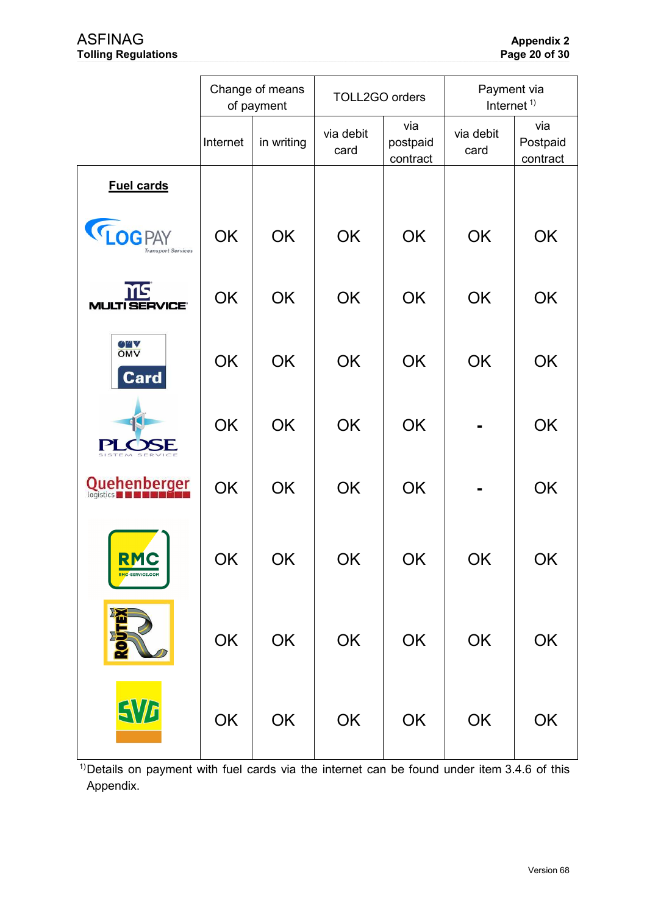| | Change of means of payment | | TOLL2GO orders | | Payment via Internet [1)] | |
|---|---|---|---|---|---|---|
| | Internet | in writing | via debit card | via postpaid contract | via debit card | via Postpaid contract |
| **Fuel cards** | | | | | | |
| LOGPAY Transport Services | OK | OK | OK | OK | OK | OK |
| MULTI SERVICE | OK | OK | OK | OK | OK | OK |
| OMV Card | OK | OK | OK | OK | OK | OK |
| PLOSE SISTEM SERVICE | OK | OK | OK | OK | - | OK |
| Quehenberger logistics | OK | OK | OK | OK | - | OK |
| RMC RMC-SERVICE.COM | OK | OK | OK | OK | OK | OK |
| ROUTEX | OK | OK | OK | OK | OK | OK |
| SVG | OK | OK | OK | OK | OK | OK |

[1)]Details on payment with fuel cards via the internet can be found under item 3.4.6 of this Appendix.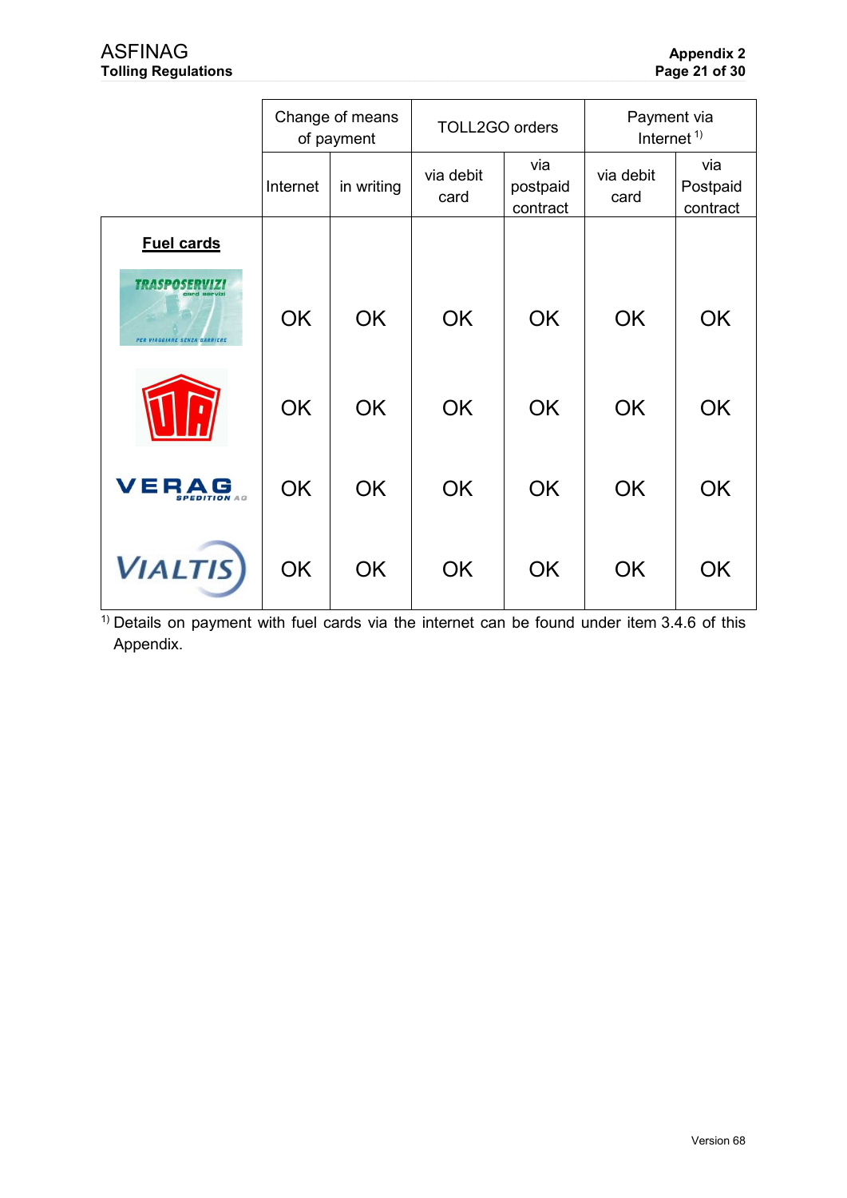| | Change of means of payment | | TOLL2GO orders | | Payment via Internet [1] | |
|---|---|---|---|---|---|---|
| | Internet | in writing | via debit card | via postpaid contract | via debit card | via Postpaid contract |
| **Fuel cards** | | | | | | |
| TRASPOSERVIZI | OK | OK | OK | OK | OK | OK |
| UTA | OK | OK | OK | OK | OK | OK |
| VERAG SPEDITION AG | OK | OK | OK | OK | OK | OK |
| VIALTIS | OK | OK | OK | OK | OK | OK |

[1] Details on payment with fuel cards via the internet can be found under item 3.4.6 of this Appendix.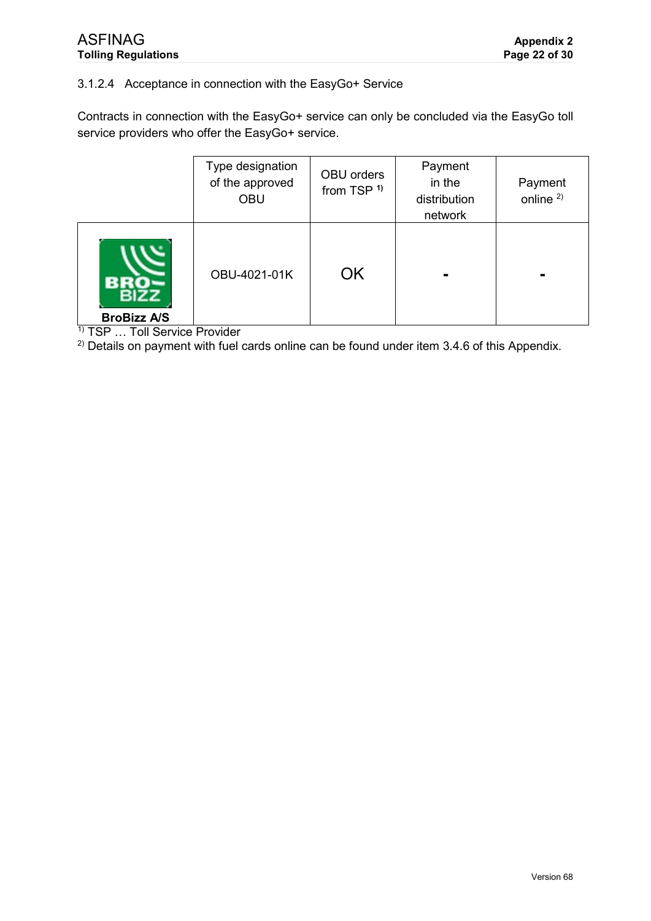### 3.1.2.4 Acceptance in connection with the EasyGo+ Service

Contracts in connection with the EasyGo+ service can only be concluded via the EasyGo toll service providers who offer the EasyGo+ service.

| | Type designation of the approved OBU | OBU orders from TSP [1] | Payment in the distribution network | Payment online [2] |
|---|---|---|---|---|
| **BroBizz A/S** | OBU-4021-01K | OK | - | - |

[1] TSP … Toll Service Provider

[2] Details on payment with fuel cards online can be found under item 3.4.6 of this Appendix.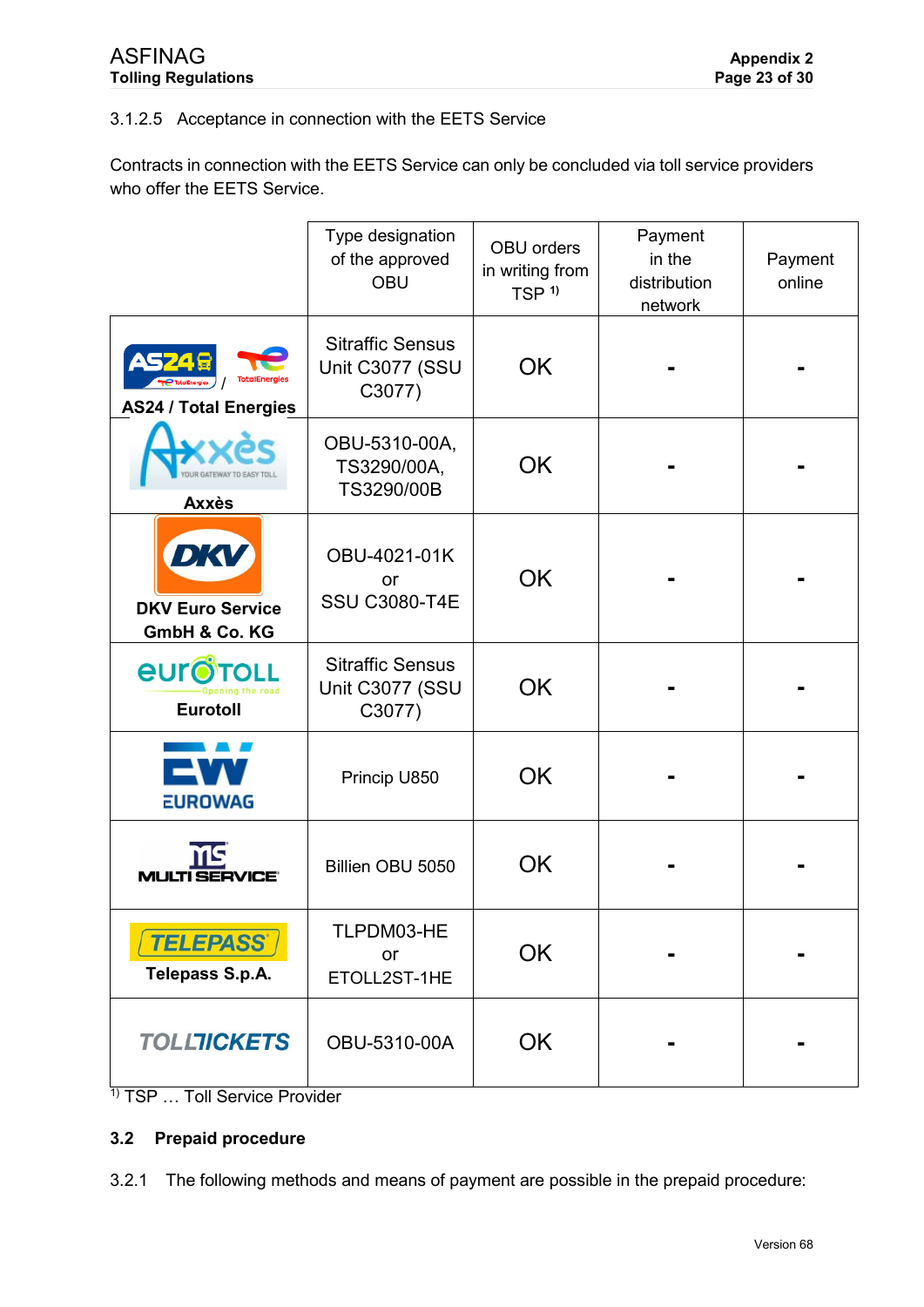#### 3.1.2.5 Acceptance in connection with the EETS Service

Contracts in connection with the EETS Service can only be concluded via toll service providers who offer the EETS Service.

| | Type designation of the approved OBU | OBU orders in writing from TSP [1)] | Payment in the distribution network | Payment online |
|---|---|---|---|---|
| AS24 / Total Energies | Sitraffic Sensus Unit C3077 (SSU C3077) | OK | - | - |
| Axxès | OBU-5310-00A, TS3290/00A, TS3290/00B | OK | - | - |
| DKV Euro Service GmbH & Co. KG | OBU-4021-01K or SSU C3080-T4E | OK | - | - |
| Eurotoll | Sitraffic Sensus Unit C3077 (SSU C3077) | OK | - | - |
| EUROWAG | Princip U850 | OK | - | - |
| MULTI SERVICE | Billien OBU 5050 | OK | - | - |
| Telepass S.p.A. | TLPDM03-HE or ETOLL2ST-1HE | OK | - | - |
| TOLLTICKETS | OBU-5310-00A | OK | - | - |

[1)] TSP … Toll Service Provider

### 3.2 Prepaid procedure

3.2.1 The following methods and means of payment are possible in the prepaid procedure: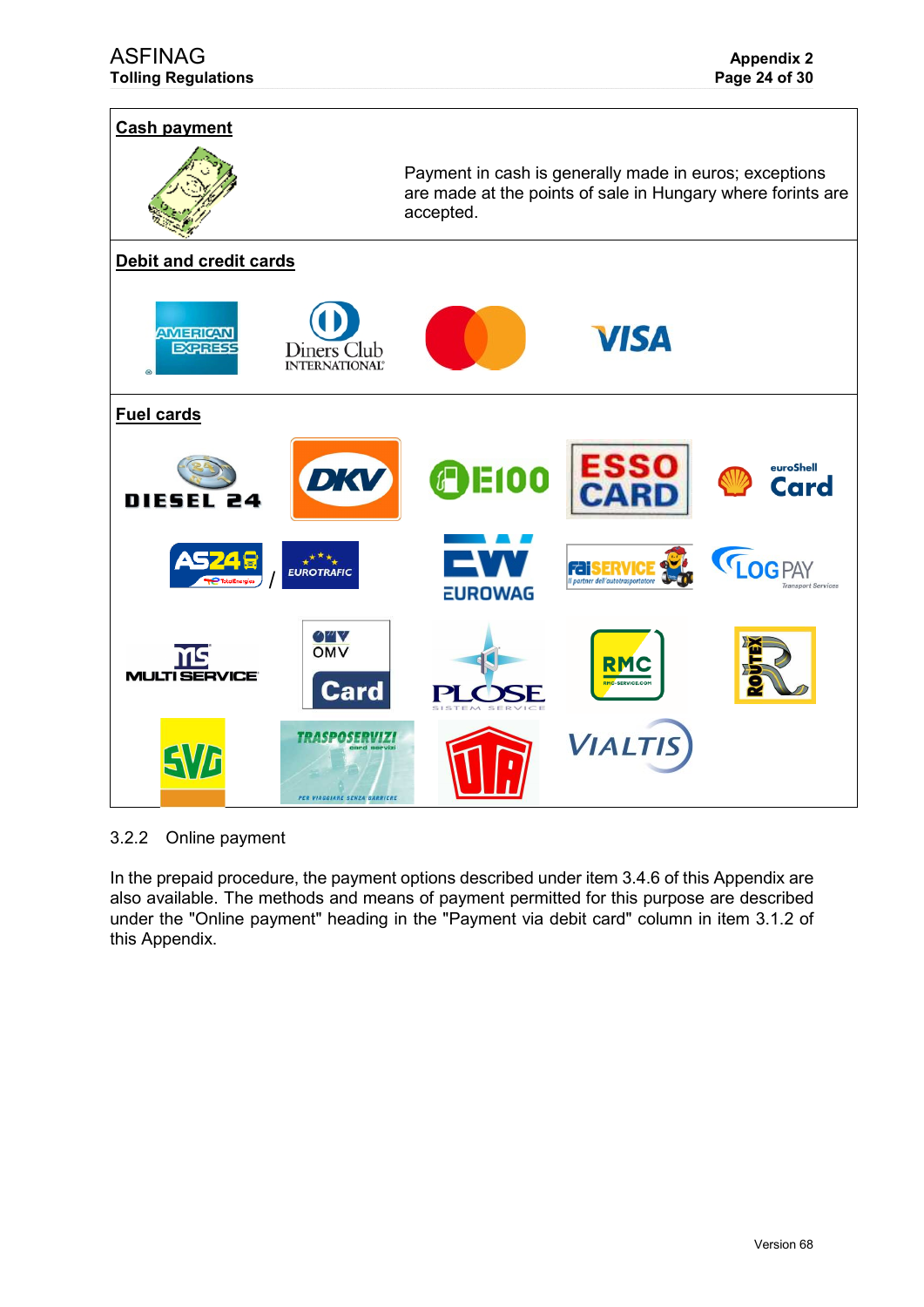| **Cash payment** | |
|---|---|
| | Payment in cash is generally made in euros; exceptions are made at the points of sale in Hungary where forints are accepted. |
| **Debit and credit cards** | |
| AMERICAN EXPRESS, Diners Club INTERNATIONAL, VISA | |
| **Fuel cards** | |
| DIESEL 24, DKV, E100, ESSO CARD, euroShell Card, AS24 / EUROTRAFIC, EUROWAG, faiSERVICE, LOGPAY, MULTI SERVICE, OMV Card, PLOSE, RMC, ROUTEX, SVG, TRASPOSERVIZI, UTA, VIALTIS | |

3.2.2 Online payment

In the prepaid procedure, the payment options described under item 3.4.6 of this Appendix are also available. The methods and means of payment permitted for this purpose are described under the "Online payment" heading in the "Payment via debit card" column in item 3.1.2 of this Appendix.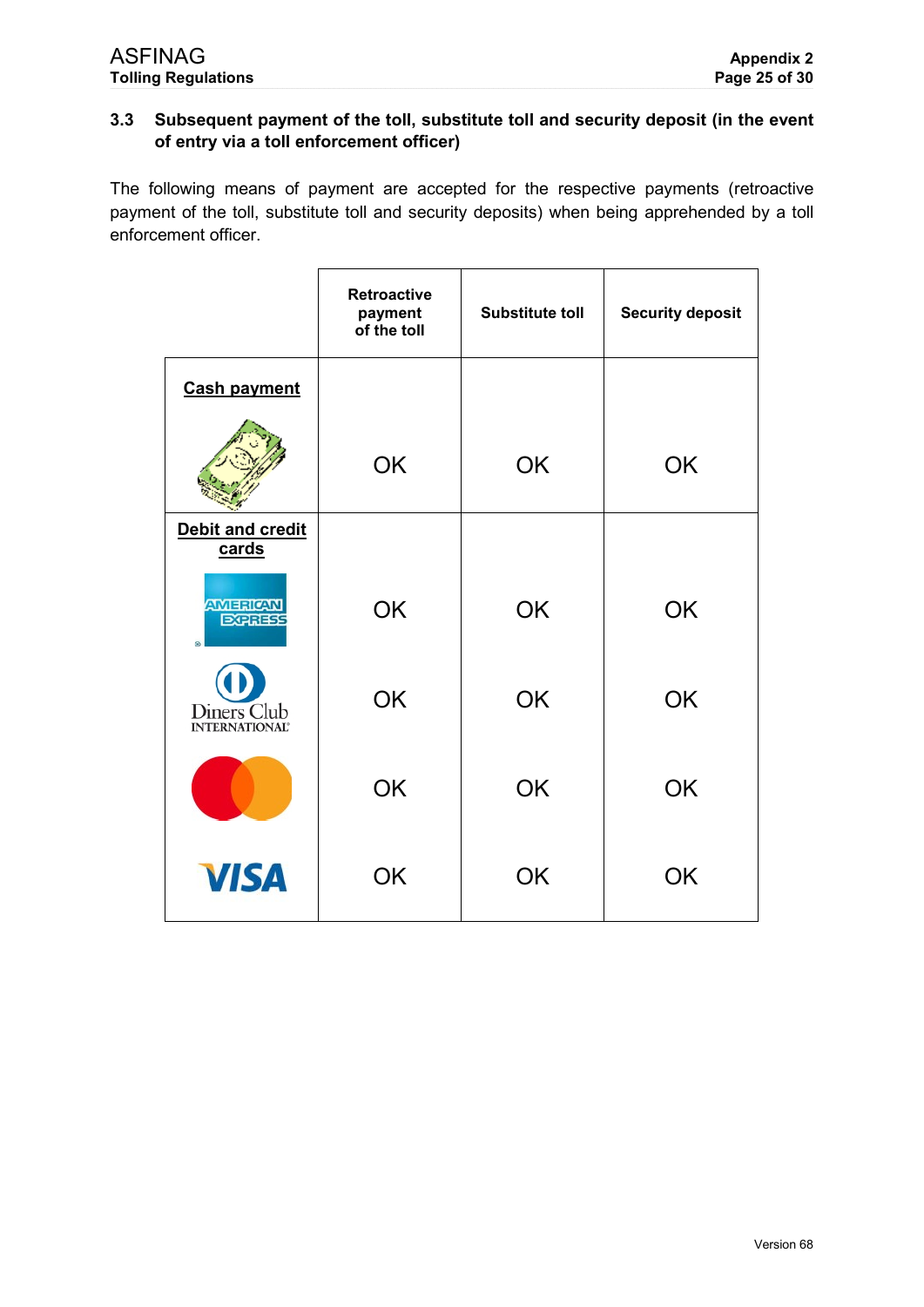### 3.3 Subsequent payment of the toll, substitute toll and security deposit (in the event of entry via a toll enforcement officer)

The following means of payment are accepted for the respective payments (retroactive payment of the toll, substitute toll and security deposits) when being apprehended by a toll enforcement officer.

| | Retroactive payment of the toll | Substitute toll | Security deposit |
|---|---|---|---|
| **Cash payment** | OK | OK | OK |
| **Debit and credit cards** | | | |
| American Express | OK | OK | OK |
| Diners Club International | OK | OK | OK |
| Mastercard | OK | OK | OK |
| VISA | OK | OK | OK |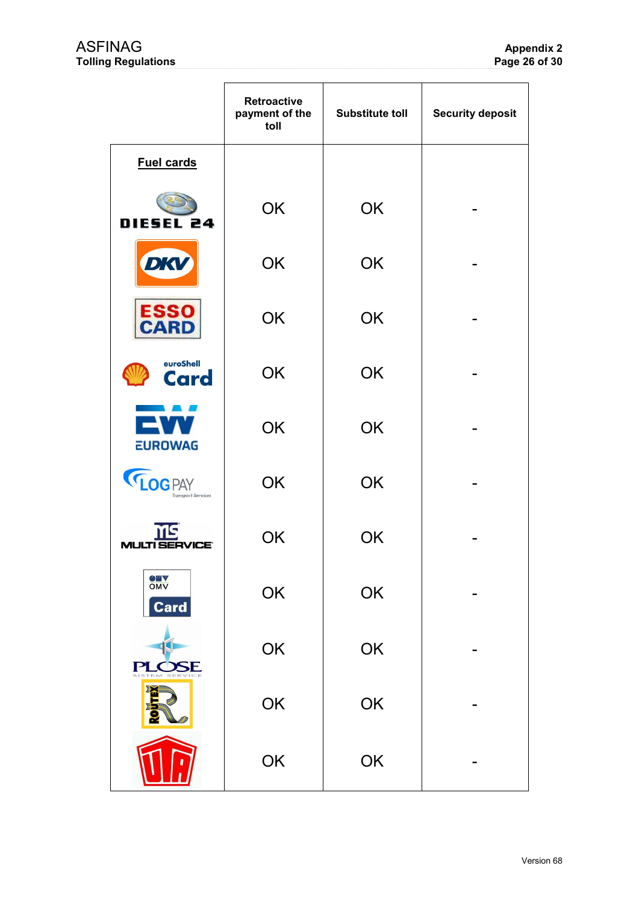| | Retroactive payment of the toll | Substitute toll | Security deposit |
|---|---|---|---|
| **Fuel cards** | | | |
| DIESEL 24 | OK | OK | - |
| DKV | OK | OK | - |
| ESSO CARD | OK | OK | - |
| euroShell Card | OK | OK | - |
| EUROWAG | OK | OK | - |
| LOGPAY Transport Services | OK | OK | - |
| MULTI SERVICE | OK | OK | - |
| OMV Card | OK | OK | - |
| PLOSE SISTEM SERVICE | OK | OK | - |
| ROUTEX | OK | OK | - |
| UTA | OK | OK | - |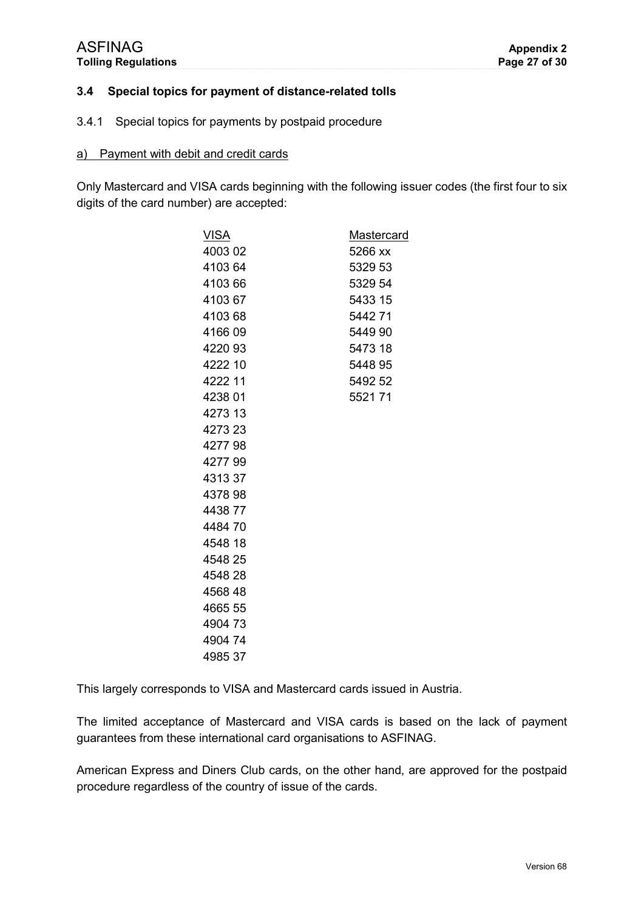### 3.4 Special topics for payment of distance-related tolls

3.4.1 Special topics for payments by postpaid procedure

a) Payment with debit and credit cards

Only Mastercard and VISA cards beginning with the following issuer codes (the first four to six digits of the card number) are accepted:

| VISA | Mastercard |
|---|---|
| 4003 02 | 5266 xx |
| 4103 64 | 5329 53 |
| 4103 66 | 5329 54 |
| 4103 67 | 5433 15 |
| 4103 68 | 5442 71 |
| 4166 09 | 5449 90 |
| 4220 93 | 5473 18 |
| 4222 10 | 5448 95 |
| 4222 11 | 5492 52 |
| 4238 01 | 5521 71 |
| 4273 13 | |
| 4273 23 | |
| 4277 98 | |
| 4277 99 | |
| 4313 37 | |
| 4378 98 | |
| 4438 77 | |
| 4484 70 | |
| 4548 18 | |
| 4548 25 | |
| 4548 28 | |
| 4568 48 | |
| 4665 55 | |
| 4904 73 | |
| 4904 74 | |
| 4985 37 | |

This largely corresponds to VISA and Mastercard cards issued in Austria.

The limited acceptance of Mastercard and VISA cards is based on the lack of payment guarantees from these international card organisations to ASFINAG.

American Express and Diners Club cards, on the other hand, are approved for the postpaid procedure regardless of the country of issue of the cards.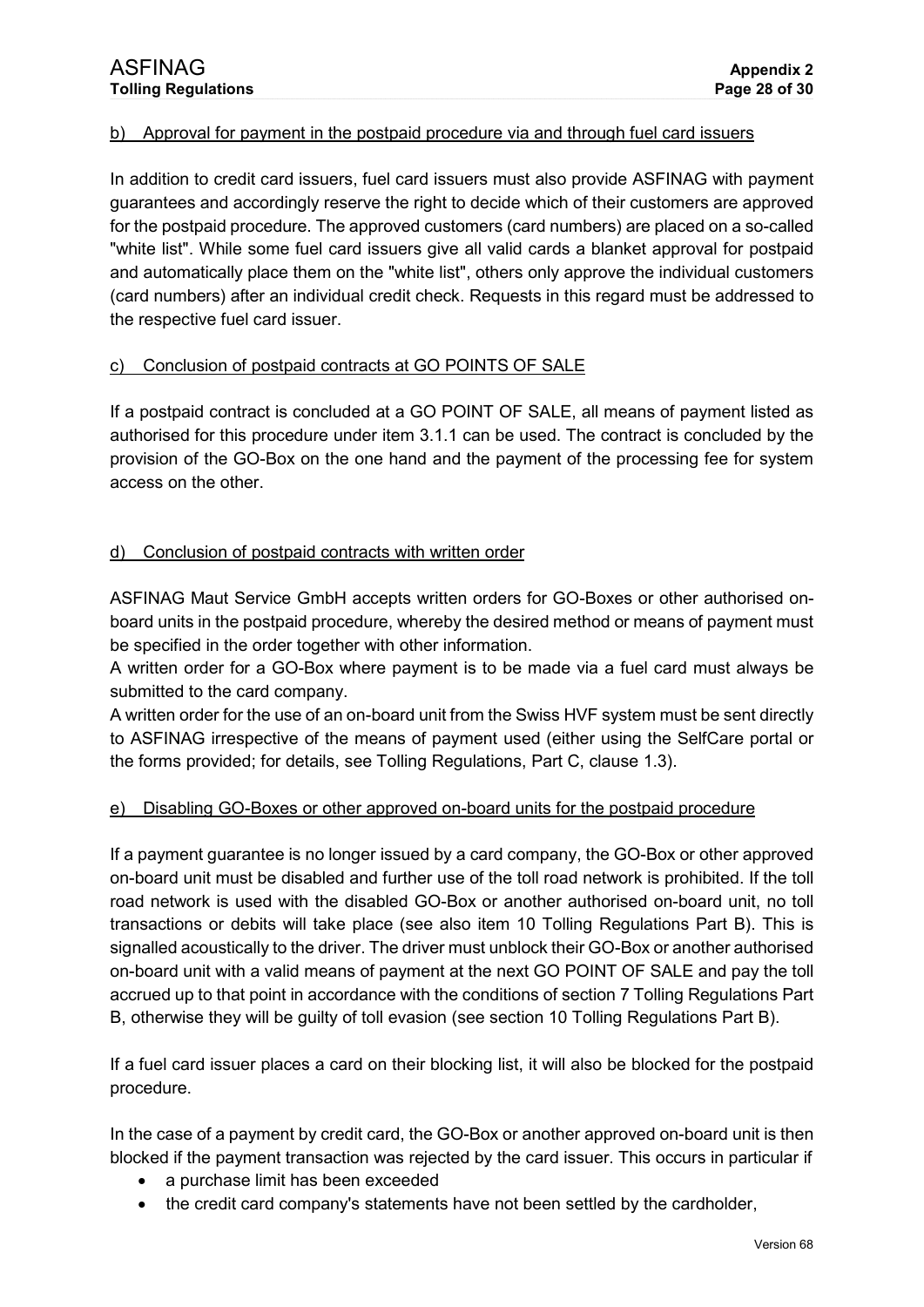#### b) Approval for payment in the postpaid procedure via and through fuel card issuers

In addition to credit card issuers, fuel card issuers must also provide ASFINAG with payment guarantees and accordingly reserve the right to decide which of their customers are approved for the postpaid procedure. The approved customers (card numbers) are placed on a so-called "white list". While some fuel card issuers give all valid cards a blanket approval for postpaid and automatically place them on the "white list", others only approve the individual customers (card numbers) after an individual credit check. Requests in this regard must be addressed to the respective fuel card issuer.

#### c) Conclusion of postpaid contracts at GO POINTS OF SALE

If a postpaid contract is concluded at a GO POINT OF SALE, all means of payment listed as authorised for this procedure under item 3.1.1 can be used. The contract is concluded by the provision of the GO-Box on the one hand and the payment of the processing fee for system access on the other.

#### d) Conclusion of postpaid contracts with written order

ASFINAG Maut Service GmbH accepts written orders for GO-Boxes or other authorised on-board units in the postpaid procedure, whereby the desired method or means of payment must be specified in the order together with other information.
A written order for a GO-Box where payment is to be made via a fuel card must always be submitted to the card company.
A written order for the use of an on-board unit from the Swiss HVF system must be sent directly to ASFINAG irrespective of the means of payment used (either using the SelfCare portal or the forms provided; for details, see Tolling Regulations, Part C, clause 1.3).

#### e) Disabling GO-Boxes or other approved on-board units for the postpaid procedure

If a payment guarantee is no longer issued by a card company, the GO-Box or other approved on-board unit must be disabled and further use of the toll road network is prohibited. If the toll road network is used with the disabled GO-Box or another authorised on-board unit, no toll transactions or debits will take place (see also item 10 Tolling Regulations Part B). This is signalled acoustically to the driver. The driver must unblock their GO-Box or another authorised on-board unit with a valid means of payment at the next GO POINT OF SALE and pay the toll accrued up to that point in accordance with the conditions of section 7 Tolling Regulations Part B, otherwise they will be guilty of toll evasion (see section 10 Tolling Regulations Part B).

If a fuel card issuer places a card on their blocking list, it will also be blocked for the postpaid procedure.

In the case of a payment by credit card, the GO-Box or another approved on-board unit is then blocked if the payment transaction was rejected by the card issuer. This occurs in particular if

- a purchase limit has been exceeded
- the credit card company's statements have not been settled by the cardholder,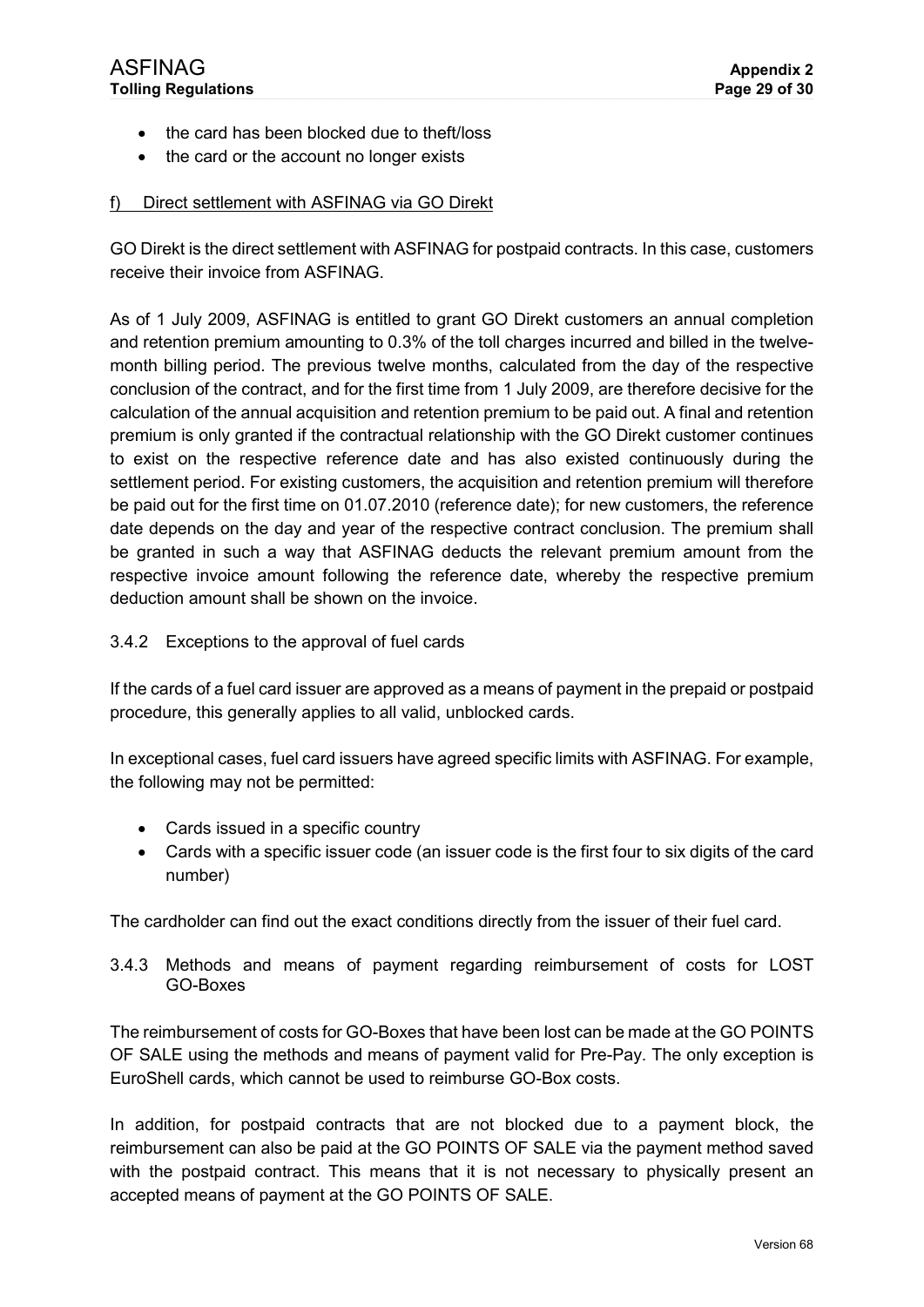- the card has been blocked due to theft/loss
- the card or the account no longer exists

f) Direct settlement with ASFINAG via GO Direkt

GO Direkt is the direct settlement with ASFINAG for postpaid contracts. In this case, customers receive their invoice from ASFINAG.

As of 1 July 2009, ASFINAG is entitled to grant GO Direkt customers an annual completion and retention premium amounting to 0.3% of the toll charges incurred and billed in the twelve-month billing period. The previous twelve months, calculated from the day of the respective conclusion of the contract, and for the first time from 1 July 2009, are therefore decisive for the calculation of the annual acquisition and retention premium to be paid out. A final and retention premium is only granted if the contractual relationship with the GO Direkt customer continues to exist on the respective reference date and has also existed continuously during the settlement period. For existing customers, the acquisition and retention premium will therefore be paid out for the first time on 01.07.2010 (reference date); for new customers, the reference date depends on the day and year of the respective contract conclusion. The premium shall be granted in such a way that ASFINAG deducts the relevant premium amount from the respective invoice amount following the reference date, whereby the respective premium deduction amount shall be shown on the invoice.

### 3.4.2 Exceptions to the approval of fuel cards

If the cards of a fuel card issuer are approved as a means of payment in the prepaid or postpaid procedure, this generally applies to all valid, unblocked cards.

In exceptional cases, fuel card issuers have agreed specific limits with ASFINAG. For example, the following may not be permitted:

- Cards issued in a specific country
- Cards with a specific issuer code (an issuer code is the first four to six digits of the card number)

The cardholder can find out the exact conditions directly from the issuer of their fuel card.

### 3.4.3 Methods and means of payment regarding reimbursement of costs for LOST GO-Boxes

The reimbursement of costs for GO-Boxes that have been lost can be made at the GO POINTS OF SALE using the methods and means of payment valid for Pre-Pay. The only exception is EuroShell cards, which cannot be used to reimburse GO-Box costs.

In addition, for postpaid contracts that are not blocked due to a payment block, the reimbursement can also be paid at the GO POINTS OF SALE via the payment method saved with the postpaid contract. This means that it is not necessary to physically present an accepted means of payment at the GO POINTS OF SALE.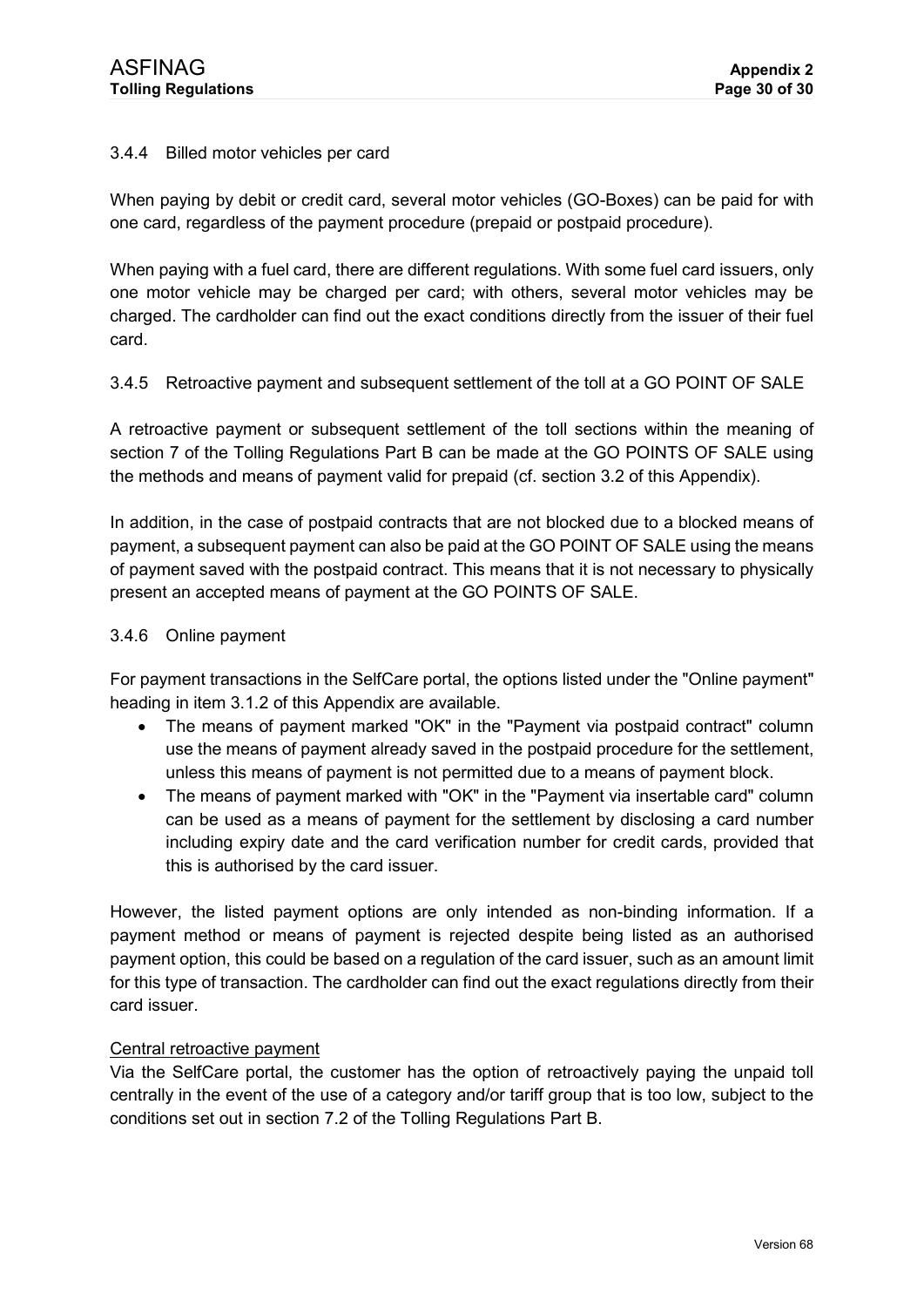### 3.4.4 Billed motor vehicles per card

When paying by debit or credit card, several motor vehicles (GO-Boxes) can be paid for with one card, regardless of the payment procedure (prepaid or postpaid procedure).

When paying with a fuel card, there are different regulations. With some fuel card issuers, only one motor vehicle may be charged per card; with others, several motor vehicles may be charged. The cardholder can find out the exact conditions directly from the issuer of their fuel card.

### 3.4.5 Retroactive payment and subsequent settlement of the toll at a GO POINT OF SALE

A retroactive payment or subsequent settlement of the toll sections within the meaning of section 7 of the Tolling Regulations Part B can be made at the GO POINTS OF SALE using the methods and means of payment valid for prepaid (cf. section 3.2 of this Appendix).

In addition, in the case of postpaid contracts that are not blocked due to a blocked means of payment, a subsequent payment can also be paid at the GO POINT OF SALE using the means of payment saved with the postpaid contract. This means that it is not necessary to physically present an accepted means of payment at the GO POINTS OF SALE.

### 3.4.6 Online payment

For payment transactions in the SelfCare portal, the options listed under the "Online payment" heading in item 3.1.2 of this Appendix are available.

- The means of payment marked "OK" in the "Payment via postpaid contract" column use the means of payment already saved in the postpaid procedure for the settlement, unless this means of payment is not permitted due to a means of payment block.
- The means of payment marked with "OK" in the "Payment via insertable card" column can be used as a means of payment for the settlement by disclosing a card number including expiry date and the card verification number for credit cards, provided that this is authorised by the card issuer.

However, the listed payment options are only intended as non-binding information. If a payment method or means of payment is rejected despite being listed as an authorised payment option, this could be based on a regulation of the card issuer, such as an amount limit for this type of transaction. The cardholder can find out the exact regulations directly from their card issuer.

<u>Central retroactive payment</u>

Via the SelfCare portal, the customer has the option of retroactively paying the unpaid toll centrally in the event of the use of a category and/or tariff group that is too low, subject to the conditions set out in section 7.2 of the Tolling Regulations Part B.